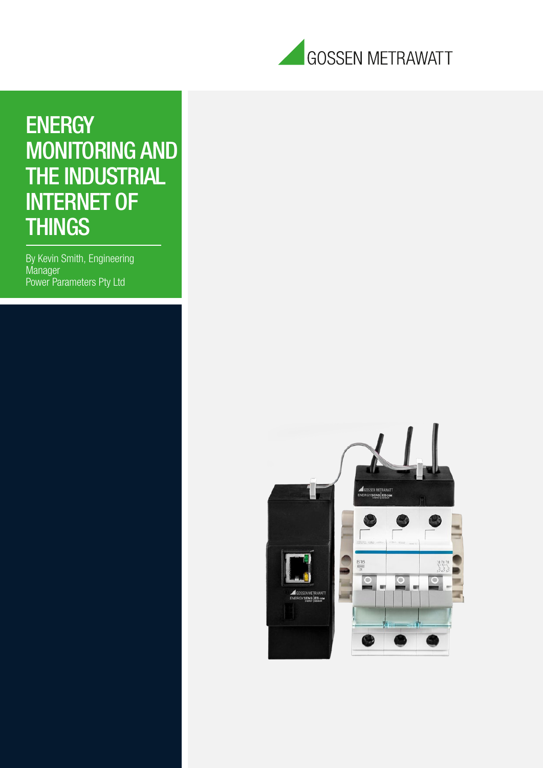GOSSEN METRAWATT

# ENERGY MONITORING AND THE INDUSTRIAL INTERNET OF THINGS

By Kevin Smith, Engineering Manager
Power Parameters Pty Ltd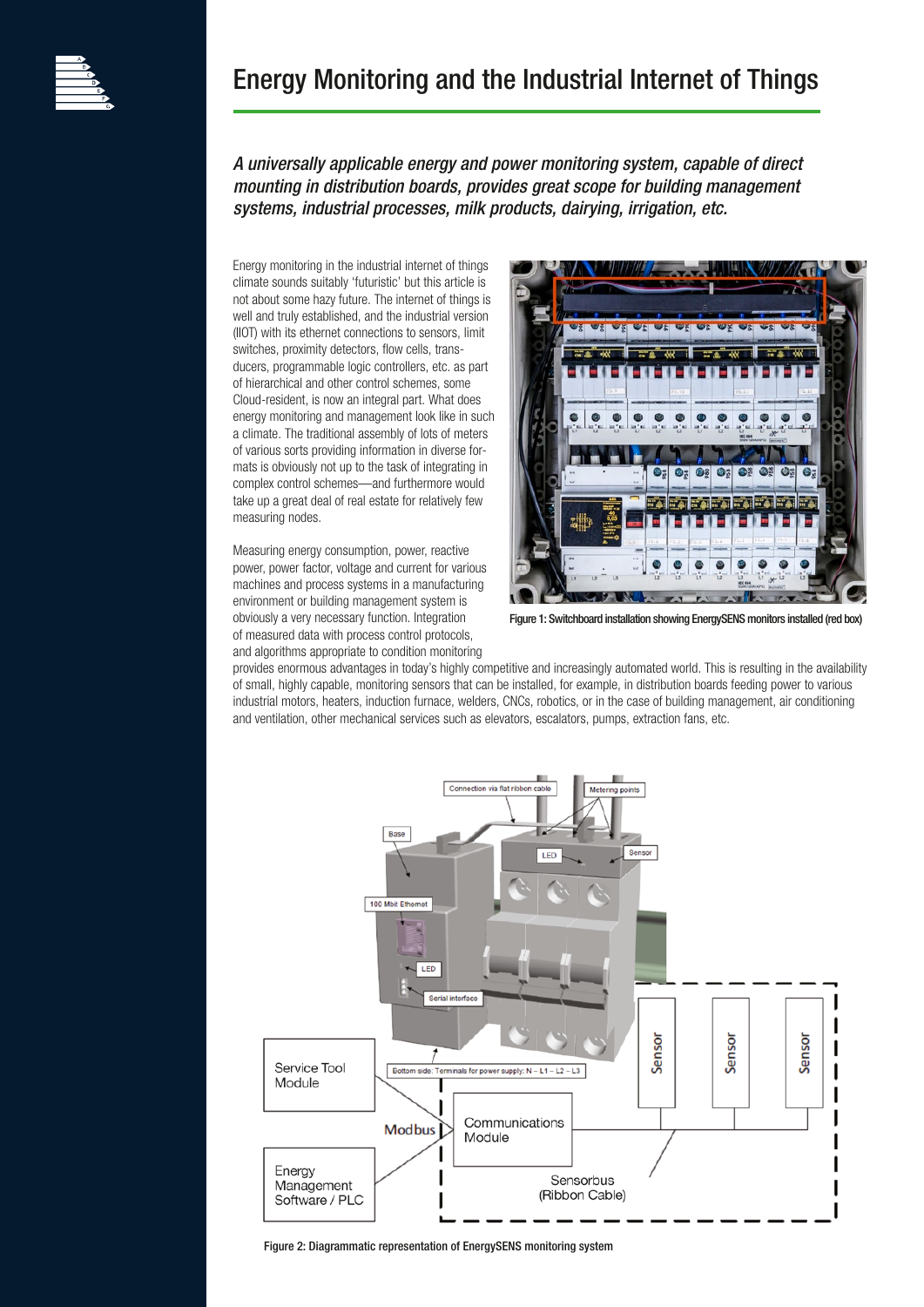# Energy Monitoring and the Industrial Internet of Things

*A universally applicable energy and power monitoring system, capable of direct mounting in distribution boards, provides great scope for building management systems, industrial processes, milk products, dairying, irrigation, etc.*

Energy monitoring in the industrial internet of things climate sounds suitably 'futuristic' but this article is not about some hazy future. The internet of things is well and truly established, and the industrial version (IIOT) with its ethernet connections to sensors, limit switches, proximity detectors, flow cells, transducers, programmable logic controllers, etc. as part of hierarchical and other control schemes, some Cloud-resident, is now an integral part. What does energy monitoring and management look like in such a climate. The traditional assembly of lots of meters of various sorts providing information in diverse formats is obviously not up to the task of integrating in complex control schemes—and furthermore would take up a great deal of real estate for relatively few measuring nodes.

Measuring energy consumption, power, reactive power, power factor, voltage and current for various machines and process systems in a manufacturing environment or building management system is obviously a very necessary function. Integration of measured data with process control protocols, and algorithms appropriate to condition monitoring provides enormous advantages in today's highly competitive and increasingly automated world. This is resulting in the availability of small, highly capable, monitoring sensors that can be installed, for example, in distribution boards feeding power to various industrial motors, heaters, induction furnace, welders, CNCs, robotics, or in the case of building management, air conditioning and ventilation, other mechanical services such as elevators, escalators, pumps, extraction fans, etc.

Figure 1: Switchboard installation showing EnergySENS monitors installed (red box)

Figure 2: Diagrammatic representation of EnergySENS monitoring system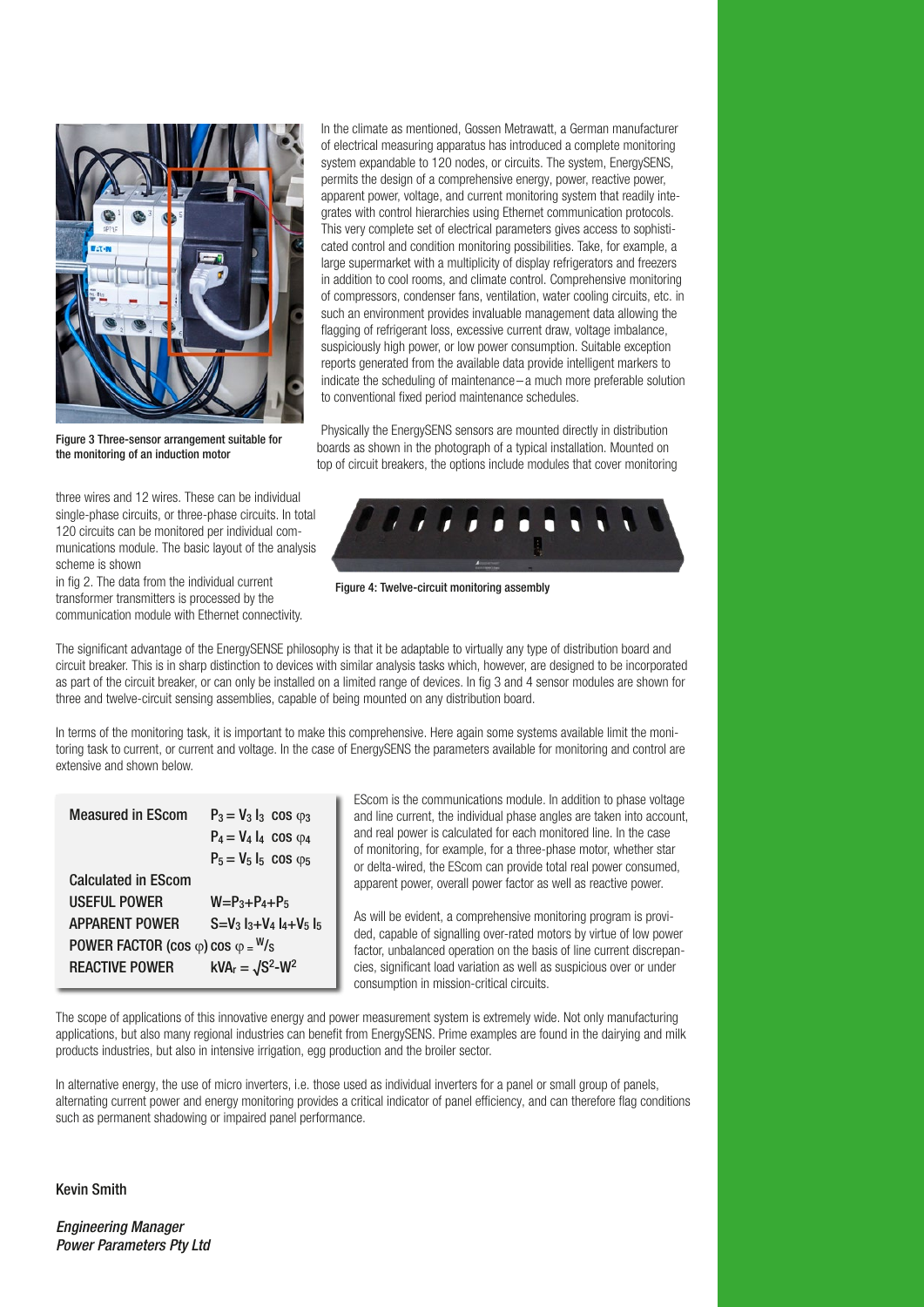Figure 3 Three-sensor arrangement suitable for the monitoring of an induction motor

In the climate as mentioned, Gossen Metrawatt, a German manufacturer of electrical measuring apparatus has introduced a complete monitoring system expandable to 120 nodes, or circuits. The system, EnergySENS, permits the design of a comprehensive energy, power, reactive power, apparent power, voltage, and current monitoring system that readily integrates with control hierarchies using Ethernet communication protocols. This very complete set of electrical parameters gives access to sophisticated control and condition monitoring possibilities. Take, for example, a large supermarket with a multiplicity of display refrigerators and freezers in addition to cool rooms, and climate control. Comprehensive monitoring of compressors, condenser fans, ventilation, water cooling circuits, etc. in such an environment provides invaluable management data allowing the flagging of refrigerant loss, excessive current draw, voltage imbalance, suspiciously high power, or low power consumption. Suitable exception reports generated from the available data provide intelligent markers to indicate the scheduling of maintenance – a much more preferable solution to conventional fixed period maintenance schedules.

Physically the EnergySENS sensors are mounted directly in distribution boards as shown in the photograph of a typical installation. Mounted on top of circuit breakers, the options include modules that cover monitoring three wires and 12 wires. These can be individual single-phase circuits, or three-phase circuits. In total 120 circuits can be monitored per individual communications module. The basic layout of the analysis scheme is shown in fig 2. The data from the individual current transformer transmitters is processed by the communication module with Ethernet connectivity.

Figure 4: Twelve-circuit monitoring assembly

The significant advantage of the EnergySENSE philosophy is that it be adaptable to virtually any type of distribution board and circuit breaker. This is in sharp distinction to devices with similar analysis tasks which, however, are designed to be incorporated as part of the circuit breaker, or can only be installed on a limited range of devices. In fig 3 and 4 sensor modules are shown for three and twelve-circuit sensing assemblies, capable of being mounted on any distribution board.

In terms of the monitoring task, it is important to make this comprehensive. Here again some systems available limit the monitoring task to current, or current and voltage. In the case of EnergySENS the parameters available for monitoring and control are extensive and shown below.

| | |
|---|---|
| **Measured in EScom** | $P_3 = V_3 I_3 \cos \varphi_3$ |
| | $P_4 = V_4 I_4 \cos \varphi_4$ |
| | $P_5 = V_5 I_5 \cos \varphi_5$ |
| **Calculated in EScom** | |
| **USEFUL POWER** | $W = P_3 + P_4 + P_5$ |
| **APPARENT POWER** | $S = V_3 I_3 + V_4 I_4 + V_5 I_5$ |
| **POWER FACTOR (cos φ)** | $\cos \varphi = W/S$ |
| **REACTIVE POWER** | $kVA_r = \sqrt{S^2 - W^2}$ |

EScom is the communications module. In addition to phase voltage and line current, the individual phase angles are taken into account, and real power is calculated for each monitored line. In the case of monitoring, for example, for a three-phase motor, whether star or delta-wired, the EScom can provide total real power consumed, apparent power, overall power factor as well as reactive power.

As will be evident, a comprehensive monitoring program is provided, capable of signalling over-rated motors by virtue of low power factor, unbalanced operation on the basis of line current discrepancies, significant load variation as well as suspicious over or under consumption in mission-critical circuits.

The scope of applications of this innovative energy and power measurement system is extremely wide. Not only manufacturing applications, but also many regional industries can benefit from EnergySENS. Prime examples are found in the dairying and milk products industries, but also in intensive irrigation, egg production and the broiler sector.

In alternative energy, the use of micro inverters, i.e. those used as individual inverters for a panel or small group of panels, alternating current power and energy monitoring provides a critical indicator of panel efficiency, and can therefore flag conditions such as permanent shadowing or impaired panel performance.

Kevin Smith

*Engineering Manager*
*Power Parameters Pty Ltd*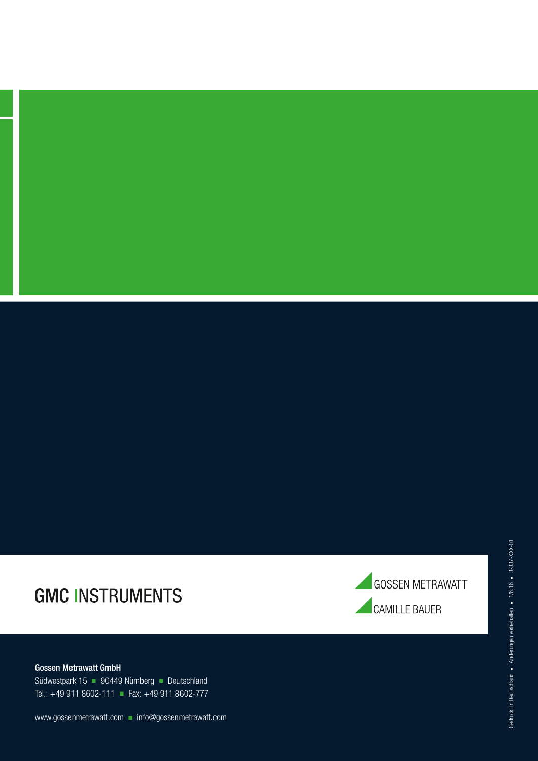GMC INSTRUMENTS

GOSSEN METRAWATT

CAMILLE BAUER

**Gossen Metrawatt GmbH**

Südwestpark 15 ■ 90449 Nürnberg ■ Deutschland
Tel.: +49 911 8602-111 ■ Fax: +49 911 8602-777

www.gossenmetrawatt.com ■ info@gossenmetrawatt.com

Gedruckt in Deutschland • Änderungen vorbehalten • 1/6.16 • 3-337-XXX-01